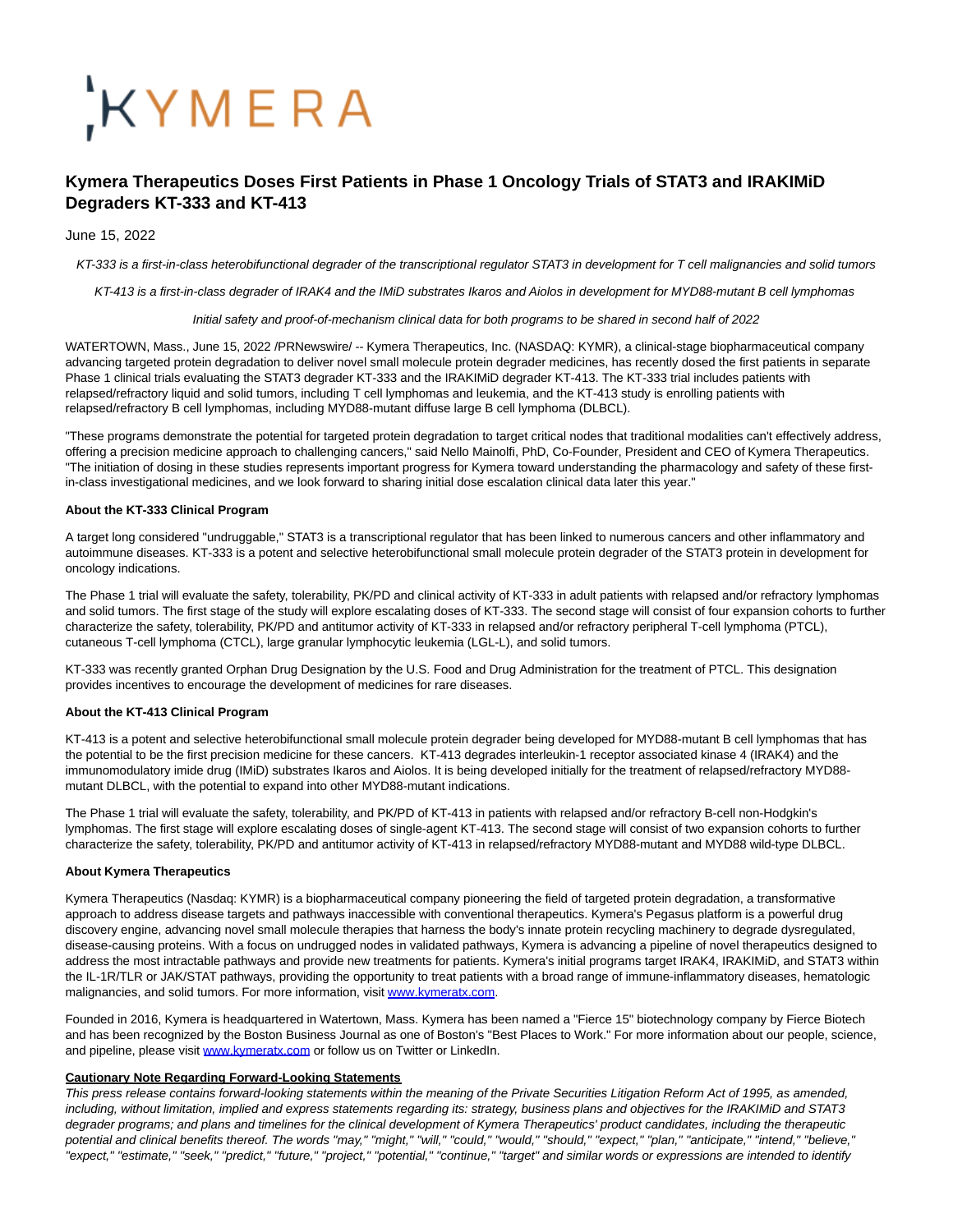KYMERA

# Kymera Therapeutics Doses First Patients in Phase 1 Oncology Trials of STAT3 and IRAKIMiD Degraders KT-333 and KT-413

June 15, 2022

*KT-333 is a first-in-class heterobifunctional degrader of the transcriptional regulator STAT3 in development for T cell malignancies and solid tumors*

*KT-413 is a first-in-class degrader of IRAK4 and the IMiD substrates Ikaros and Aiolos in development for MYD88-mutant B cell lymphomas*

*Initial safety and proof-of-mechanism clinical data for both programs to be shared in second half of 2022*

WATERTOWN, Mass., June 15, 2022 /PRNewswire/ -- Kymera Therapeutics, Inc. (NASDAQ: KYMR), a clinical-stage biopharmaceutical company advancing targeted protein degradation to deliver novel small molecule protein degrader medicines, has recently dosed the first patients in separate Phase 1 clinical trials evaluating the STAT3 degrader KT-333 and the IRAKIMiD degrader KT-413. The KT-333 trial includes patients with relapsed/refractory liquid and solid tumors, including T cell lymphomas and leukemia, and the KT-413 study is enrolling patients with relapsed/refractory B cell lymphomas, including MYD88-mutant diffuse large B cell lymphoma (DLBCL).

"These programs demonstrate the potential for targeted protein degradation to target critical nodes that traditional modalities can't effectively address, offering a precision medicine approach to challenging cancers," said Nello Mainolfi, PhD, Co-Founder, President and CEO of Kymera Therapeutics. "The initiation of dosing in these studies represents important progress for Kymera toward understanding the pharmacology and safety of these first-in-class investigational medicines, and we look forward to sharing initial dose escalation clinical data later this year."

**About the KT-333 Clinical Program**

A target long considered "undruggable," STAT3 is a transcriptional regulator that has been linked to numerous cancers and other inflammatory and autoimmune diseases. KT-333 is a potent and selective heterobifunctional small molecule protein degrader of the STAT3 protein in development for oncology indications.

The Phase 1 trial will evaluate the safety, tolerability, PK/PD and clinical activity of KT-333 in adult patients with relapsed and/or refractory lymphomas and solid tumors. The first stage of the study will explore escalating doses of KT-333. The second stage will consist of four expansion cohorts to further characterize the safety, tolerability, PK/PD and antitumor activity of KT-333 in relapsed and/or refractory peripheral T-cell lymphoma (PTCL), cutaneous T-cell lymphoma (CTCL), large granular lymphocytic leukemia (LGL-L), and solid tumors.

KT-333 was recently granted Orphan Drug Designation by the U.S. Food and Drug Administration for the treatment of PTCL. This designation provides incentives to encourage the development of medicines for rare diseases.

**About the KT-413 Clinical Program**

KT-413 is a potent and selective heterobifunctional small molecule protein degrader being developed for MYD88-mutant B cell lymphomas that has the potential to be the first precision medicine for these cancers. KT-413 degrades interleukin-1 receptor associated kinase 4 (IRAK4) and the immunomodulatory imide drug (IMiD) substrates Ikaros and Aiolos. It is being developed initially for the treatment of relapsed/refractory MYD88-mutant DLBCL, with the potential to expand into other MYD88-mutant indications.

The Phase 1 trial will evaluate the safety, tolerability, and PK/PD of KT-413 in patients with relapsed and/or refractory B-cell non-Hodgkin's lymphomas. The first stage will explore escalating doses of single-agent KT-413. The second stage will consist of two expansion cohorts to further characterize the safety, tolerability, PK/PD and antitumor activity of KT-413 in relapsed/refractory MYD88-mutant and MYD88 wild-type DLBCL.

**About Kymera Therapeutics**

Kymera Therapeutics (Nasdaq: KYMR) is a biopharmaceutical company pioneering the field of targeted protein degradation, a transformative approach to address disease targets and pathways inaccessible with conventional therapeutics. Kymera's Pegasus platform is a powerful drug discovery engine, advancing novel small molecule therapies that harness the body's innate protein recycling machinery to degrade dysregulated, disease-causing proteins. With a focus on undrugged nodes in validated pathways, Kymera is advancing a pipeline of novel therapeutics designed to address the most intractable pathways and provide new treatments for patients. Kymera's initial programs target IRAK4, IRAKIMiD, and STAT3 within the IL-1R/TLR or JAK/STAT pathways, providing the opportunity to treat patients with a broad range of immune-inflammatory diseases, hematologic malignancies, and solid tumors. For more information, visit www.kymeratx.com.

Founded in 2016, Kymera is headquartered in Watertown, Mass. Kymera has been named a "Fierce 15" biotechnology company by Fierce Biotech and has been recognized by the Boston Business Journal as one of Boston's "Best Places to Work." For more information about our people, science, and pipeline, please visit www.kymeratx.com or follow us on Twitter or LinkedIn.

**Cautionary Note Regarding Forward-Looking Statements**

*This press release contains forward-looking statements within the meaning of the Private Securities Litigation Reform Act of 1995, as amended, including, without limitation, implied and express statements regarding its: strategy, business plans and objectives for the IRAKIMiD and STAT3 degrader programs; and plans and timelines for the clinical development of Kymera Therapeutics' product candidates, including the therapeutic potential and clinical benefits thereof. The words "may," "might," "will," "could," "would," "should," "expect," "plan," "anticipate," "intend," "believe," "expect," "estimate," "seek," "predict," "future," "project," "potential," "continue," "target" and similar words or expressions are intended to identify*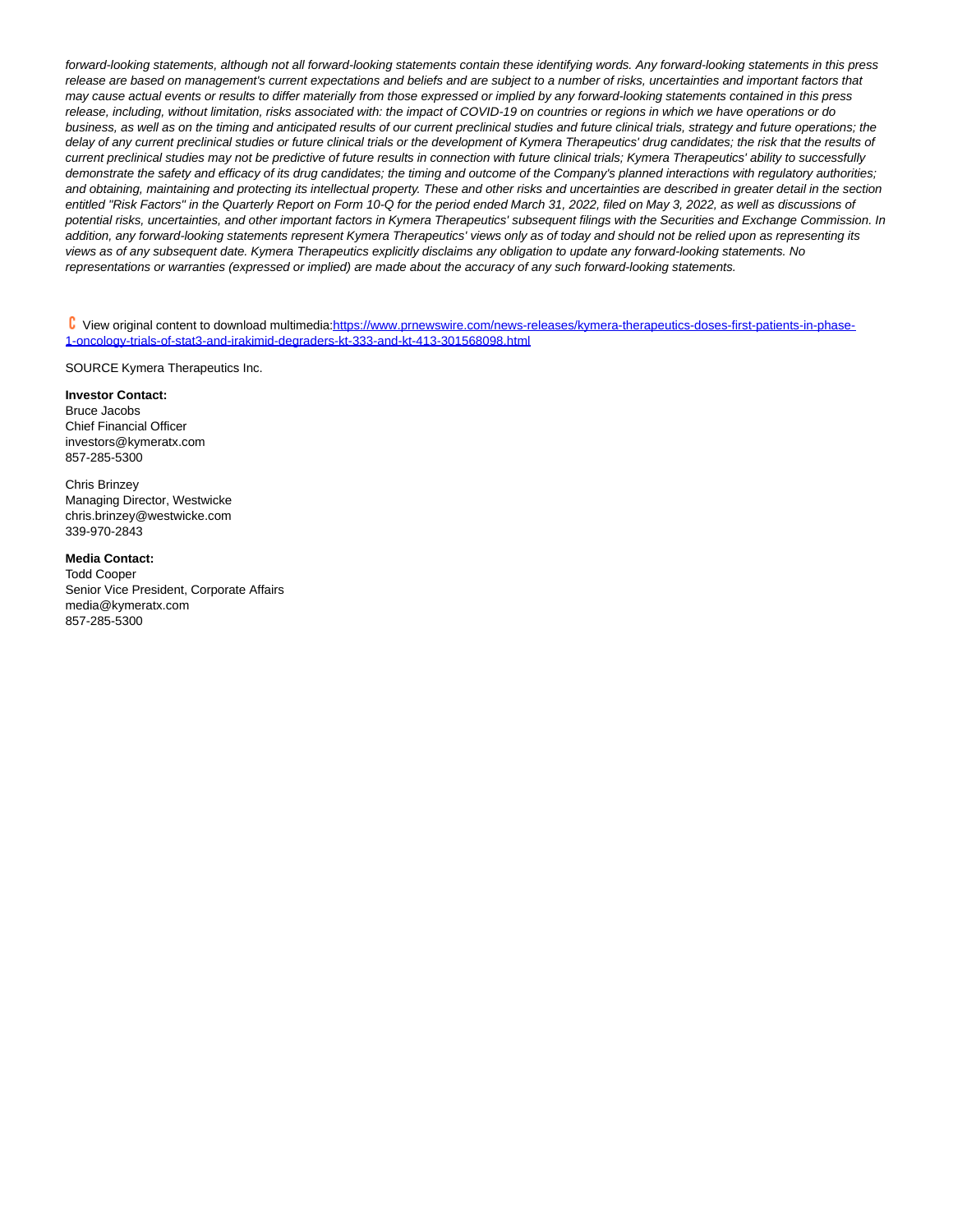*forward-looking statements, although not all forward-looking statements contain these identifying words. Any forward-looking statements in this press release are based on management's current expectations and beliefs and are subject to a number of risks, uncertainties and important factors that may cause actual events or results to differ materially from those expressed or implied by any forward-looking statements contained in this press release, including, without limitation, risks associated with: the impact of COVID-19 on countries or regions in which we have operations or do business, as well as on the timing and anticipated results of our current preclinical studies and future clinical trials, strategy and future operations; the delay of any current preclinical studies or future clinical trials or the development of Kymera Therapeutics' drug candidates; the risk that the results of current preclinical studies may not be predictive of future results in connection with future clinical trials; Kymera Therapeutics' ability to successfully demonstrate the safety and efficacy of its drug candidates; the timing and outcome of the Company's planned interactions with regulatory authorities; and obtaining, maintaining and protecting its intellectual property. These and other risks and uncertainties are described in greater detail in the section entitled "Risk Factors" in the Quarterly Report on Form 10-Q for the period ended March 31, 2022, filed on May 3, 2022, as well as discussions of potential risks, uncertainties, and other important factors in Kymera Therapeutics' subsequent filings with the Securities and Exchange Commission. In addition, any forward-looking statements represent Kymera Therapeutics' views only as of today and should not be relied upon as representing its views as of any subsequent date. Kymera Therapeutics explicitly disclaims any obligation to update any forward-looking statements. No representations or warranties (expressed or implied) are made about the accuracy of any such forward-looking statements.*

View original content to download multimedia:[https://www.prnewswire.com/news-releases/kymera-therapeutics-doses-first-patients-in-phase-1-oncology-trials-of-stat3-and-irakimid-degraders-kt-333-and-kt-413-301568098.html](https://www.prnewswire.com/news-releases/kymera-therapeutics-doses-first-patients-in-phase-1-oncology-trials-of-stat3-and-irakimid-degraders-kt-333-and-kt-413-301568098.html)

SOURCE Kymera Therapeutics Inc.

**Investor Contact:**
Bruce Jacobs
Chief Financial Officer
investors@kymeratx.com
857-285-5300

Chris Brinzey
Managing Director, Westwicke
chris.brinzey@westwicke.com
339-970-2843

**Media Contact:**
Todd Cooper
Senior Vice President, Corporate Affairs
media@kymeratx.com
857-285-5300